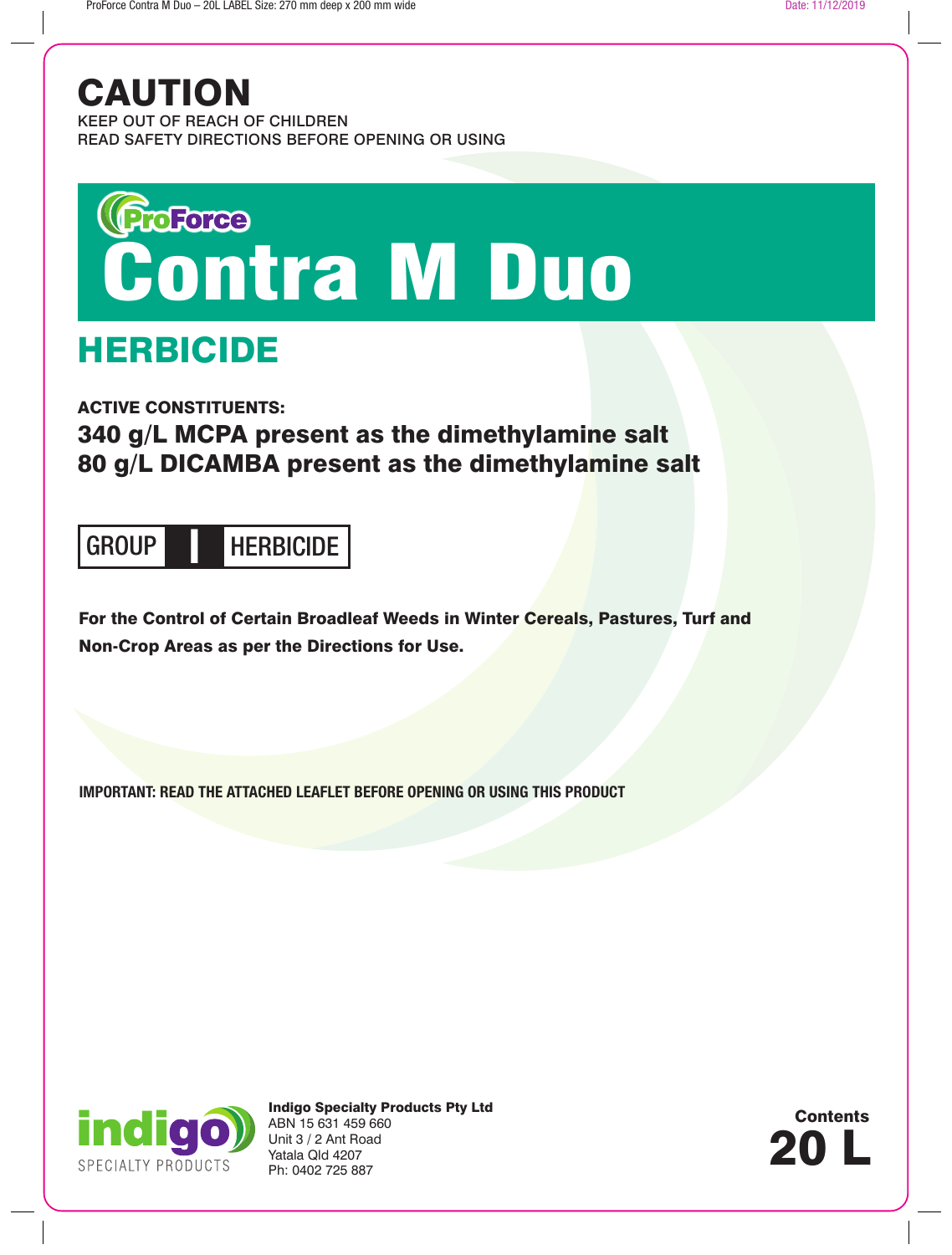# CAUTION

KEEP OUT OF REACH OF CHILDREN
READ SAFETY DIRECTIONS BEFORE OPENING OR USING

ProForce

# Contra M Duo

## HERBICIDE

**ACTIVE CONSTITUENTS:**

**340 g/L MCPA present as the dimethylamine salt**
**80 g/L DICAMBA present as the dimethylamine salt**

GROUP **I** HERBICIDE

**For the Control of Certain Broadleaf Weeds in Winter Cereals, Pastures, Turf and Non-Crop Areas as per the Directions for Use.**

**IMPORTANT: READ THE ATTACHED LEAFLET BEFORE OPENING OR USING THIS PRODUCT**

indigo SPECIALTY PRODUCTS

**Indigo Specialty Products Pty Ltd**
ABN 15 631 459 660
Unit 3 / 2 Ant Road
Yatala Qld 4207
Ph: 0402 725 887

**Contents**
**20 L**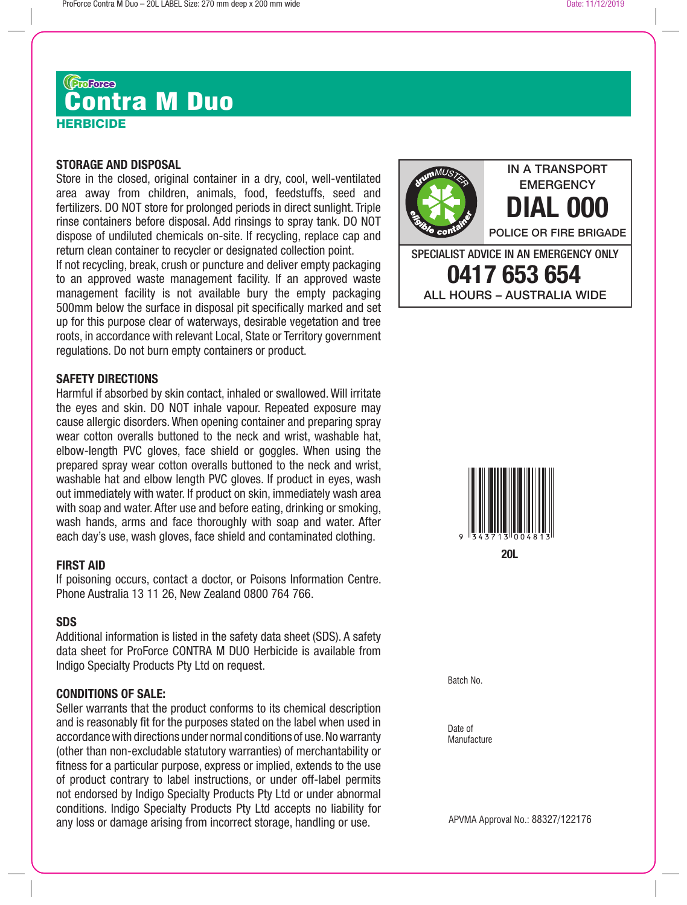ProForce

# Contra M Duo

**HERBICIDE**

## STORAGE AND DISPOSAL

Store in the closed, original container in a dry, cool, well-ventilated area away from children, animals, food, feedstuffs, seed and fertilizers. DO NOT store for prolonged periods in direct sunlight. Triple rinse containers before disposal. Add rinsings to spray tank. DO NOT dispose of undiluted chemicals on-site. If recycling, replace cap and return clean container to recycler or designated collection point.

If not recycling, break, crush or puncture and deliver empty packaging to an approved waste management facility. If an approved waste management facility is not available bury the empty packaging 500mm below the surface in disposal pit specifically marked and set up for this purpose clear of waterways, desirable vegetation and tree roots, in accordance with relevant Local, State or Territory government regulations. Do not burn empty containers or product.

## SAFETY DIRECTIONS

Harmful if absorbed by skin contact, inhaled or swallowed. Will irritate the eyes and skin. DO NOT inhale vapour. Repeated exposure may cause allergic disorders. When opening container and preparing spray wear cotton overalls buttoned to the neck and wrist, washable hat, elbow-length PVC gloves, face shield or goggles. When using the prepared spray wear cotton overalls buttoned to the neck and wrist, washable hat and elbow length PVC gloves. If product in eyes, wash out immediately with water. If product on skin, immediately wash area with soap and water. After use and before eating, drinking or smoking, wash hands, arms and face thoroughly with soap and water. After each day's use, wash gloves, face shield and contaminated clothing.

## FIRST AID

If poisoning occurs, contact a doctor, or Poisons Information Centre. Phone Australia 13 11 26, New Zealand 0800 764 766.

## SDS

Additional information is listed in the safety data sheet (SDS). A safety data sheet for ProForce CONTRA M DUO Herbicide is available from Indigo Specialty Products Pty Ltd on request.

## CONDITIONS OF SALE:

Seller warrants that the product conforms to its chemical description and is reasonably fit for the purposes stated on the label when used in accordance with directions under normal conditions of use. No warranty (other than non-excludable statutory warranties) of merchantability or fitness for a particular purpose, express or implied, extends to the use of product contrary to label instructions, or under off-label permits not endorsed by Indigo Specialty Products Pty Ltd or under abnormal conditions. Indigo Specialty Products Pty Ltd accepts no liability for any loss or damage arising from incorrect storage, handling or use.

drumMUSTER eligible container

IN A TRANSPORT EMERGENCY

**DIAL 000**

POLICE OR FIRE BRIGADE

SPECIALIST ADVICE IN AN EMERGENCY ONLY

**0417 653 654**

ALL HOURS – AUSTRALIA WIDE

9 343713 004813

**20L**

Batch No.

Date of Manufacture

APVMA Approval No.: 88327/122176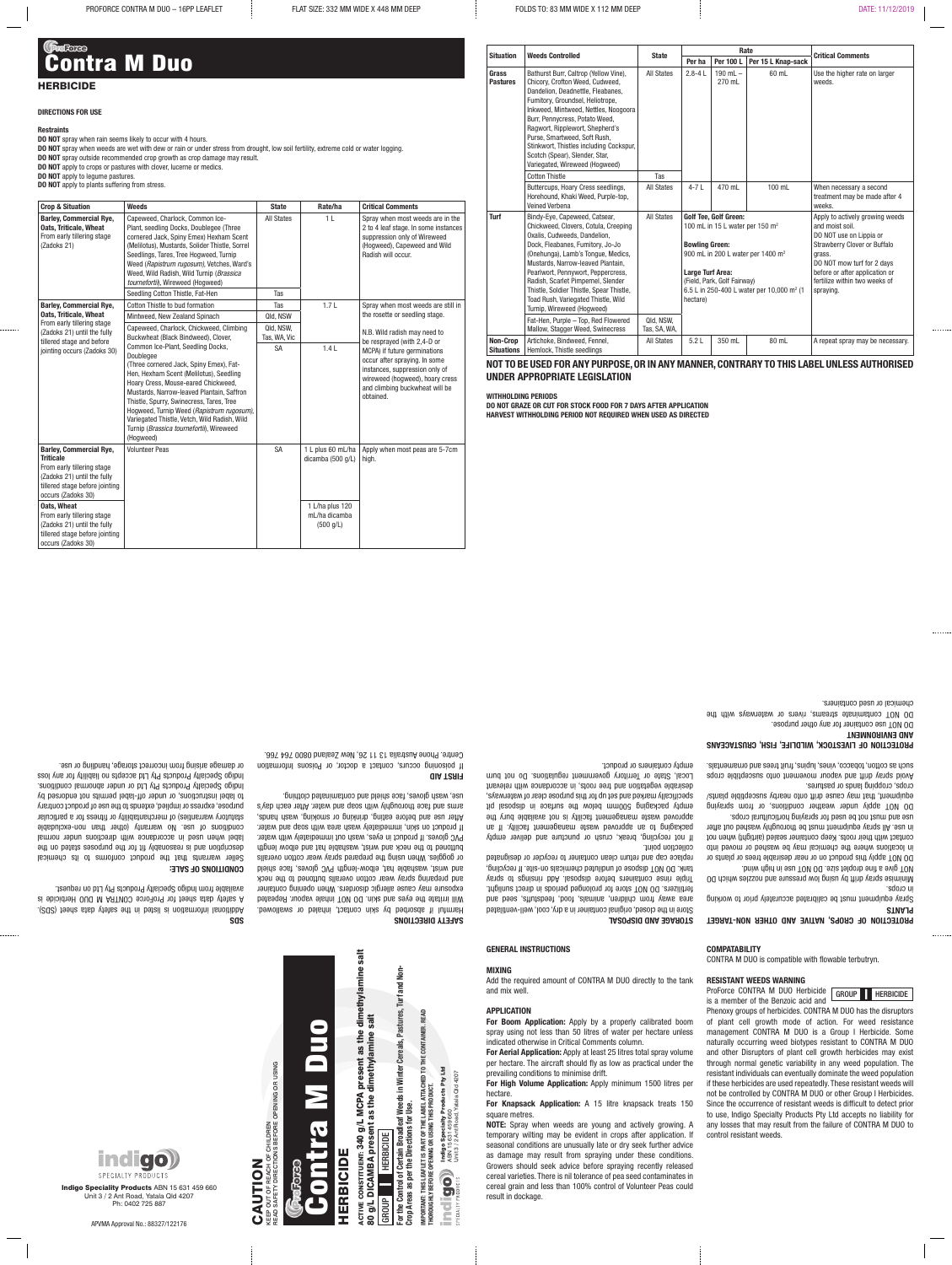# Contra M Duo

## HERBICIDE

### DIRECTIONS FOR USE

**Restraints**

**DO NOT** spray when rain seems likely to occur with 4 hours.
**DO NOT** spray when weeds are wet with dew or rain or under stress from drought, low soil fertility, extreme cold or water logging.
**DO NOT** spray outside recommended crop growth as crop damage may result.
**DO NOT** apply to crops or pastures with clover, lucerne or medics.
**DO NOT** apply to legume pastures.
**DO NOT** apply to plants suffering from stress.

| Crop & Situation | Weeds | State | Rate/ha | Critical Comments |
|---|---|---|---|---|
| **Barley, Commercial Rye, Oats, Triticale, Wheat** From early tillering stage (Zadoks 21) | Capeweed, Charlock, Common Ice-Plant, seedling Docks, Doublegee (Three cornered Jack, Spiny Emex) Hexham Scent (Melilotus), Mustards, Solider Thistle, Sorrel Seedlings, Tares, Tree Hogweed, Turnip Weed (*Rapistrum rugosum*), Vetches, Ward's Weed, Wild Radish, Wild Turnip (*Brassica tournefortii*), Wireweed (Hogweed) | All States | 1 L | Spray when most weeds are in the 2 to 4 leaf stage. In some instances suppression only of Wireweed (Hogweed), Capeweed and Wild Radish will occur. |
| | Seedling Cotton Thistle, Fat-Hen | Tas | | |
| **Barley, Commercial Rye, Oats, Triticale, Wheat** From early tillering stage (Zadoks 21) until the fully tillered stage and before jointing occurs (Zadoks 30) | Cotton Thistle to bud formation | Tas | 1.7 L | Spray when most weeds are still in the rosette or seedling stage. N.B. Wild radish may need to be resprayed (with 2,4-D or MCPA) if future germinations occur after spraying. In some instances, suppression only of wireweed (hogweed), hoary cress and climbing buckwheat will be obtained. |
| | Mintweed, New Zealand Spinach | Qld, NSW | | |
| | Capeweed, Charlock, Chickweed, Climbing Buckwheat (Black Bindweed), Clover, | Qld, NSW, Tas, WA, Vic | | |
| | Common Ice-Plant, Seedling Docks, Doublegee (Three cornered Jack, Spiny Emex), Fat-Hen, Hexham Scent (Melilotus), Seedling Hoary Cress, Mouse-eared Chickweed, Mustards, Narrow-leaved Plantain, Saffron Thistle, Spurry, Swinecress, Tares, Tree Hogweed, Turnip Weed (*Rapistrum rugosum*), Variegated Thistle, Vetch, Wild Radish, Wild Turnip (*Brassica tournefortii*), Wireweed (Hogweed) | SA | 1.4 L | |
| **Barley, Commercial Rye, Triticale** From early tillering stage (Zadoks 21) until the fully tillered stage before jointing occurs (Zadoks 30) | Volunteer Peas | SA | 1 L plus 60 mL/ha dicamba (500 g/L) | Apply when most peas are 5-7cm high. |
| **Oats, Wheat** From early tillering stage (Zadoks 21) until the fully tillered stage before jointing occurs (Zadoks 30) | | | 1 L/ha plus 120 mL/ha dicamba (500 g/L) | |

| Situation | Weeds Controlled | State | Rate | | | Critical Comments |
|---|---|---|---|---|---|---|
| | | | Per ha | Per 100 L | Per 15 L Knap-sack | |
| **Grass Pastures** | Bathurst Burr, Caltrop (Yellow Vine), Chicory, Crofton Weed, Cudweed, Dandelion, Deadnettle, Fleabanes, Fumitory, Groundsel, Heliotrope, Inkweed, Mintweed, Nettles, Noogoora Burr, Pennycress, Potato Weed, Ragwort, Ripplewort, Shepherd's Purse, Smartweed, Soft Rush, Stinkwort, Thistles including Cocksspur, Scotch (Spear), Slender, Star, Variegated, Wireweed (Hogweed) | All States | 2.8-4 L | 190 mL – 270 mL | 60 mL | Use the higher rate on larger weeds. |
| | Cotton Thistle | Tas | | | | |
| | Buttercups, Hoary Cress seedlings, Horehound, Khaki Weed, Purple-top, Veined Verbena | All States | 4-7 L | 470 mL | 100 mL | When necessary a second treatment may be made after 4 weeks. |
| **Turf** | Bindy-Eye, Capeweed, Catsear, Chickweed, Clovers, Cotula, Creeping Oxalis, Cudweeds, Dandelion, Dock, Fleabanes, Fumitory, Jo-Jo (Onehunga), Lamb's Tongue, Medics, Mustards, Narrow-leaved Plantain, Pearlwort, Pennywort, Peppercress, Radish, Scarlet Pimpernel, Slender Thistle, Soldier Thistle, Spear Thistle, Toad Rush, Variegated Thistle, Wild Turnip, Wireweed (Hogweed) | All States | **Golf Tee, Golf Green:** 100 mL in 15 L water per 150 m² **Bowling Green:** 900 mL in 200 L water per 1400 m² **Large Turf Area:** (Field, Park, Golf Fairway) 6.5 L in 250-400 L water per 10,000 m² (1 hectare) | | | Apply to actively growing weeds and moist soil. DO NOT use on Lippia or Strawberry Clover or Buffalo grass. DO NOT mow turf for 2 days before or after application or fertilize within two weeks of spraying. |
| | Fat-Hen, Purple – Top, Red Flowered Mallow, Stagger Weed, Swinecress | Qld, NSW, Tas, SA, WA, | | | | |
| **Non-Crop Situations** | Artichoke, Bindweed, Fennel, Hemlock, Thistle seedlings | All States | 5.2 L | 350 mL | 80 mL | A repeat spray may be necessary. |

**NOT TO BE USED FOR ANY PURPOSE, OR IN ANY MANNER, CONTRARY TO THIS LABEL UNLESS AUTHORISED UNDER APPROPRIATE LEGISLATION**

**WITHHOLDING PERIODS**
**DO NOT GRAZE OR CUT FOR STOCK FOOD FOR 7 DAYS AFTER APPLICATION**
**HARVEST WITHHOLDING PERIOD NOT REQUIRED WHEN USED AS DIRECTED**

### GENERAL INSTRUCTIONS

**MIXING**

Add the required amount of CONTRA M DUO directly to the tank and mix well.

**APPLICATION**

**For Boom Application:** Apply by a properly calibrated boom spray using not less than 50 litres of water per hectare unless indicated otherwise in Critical Comments column.

**For Aerial Application:** Apply at least 25 litres total spray volume per hectare. The aircraft should fly as low as practical under the prevailing conditions to minimise drift.

**For High Volume Application:** Apply minimum 1500 litres per hectare.

**For Knapsack Application:** A 15 litre knapsack treats 150 square metres.

**NOTE:** Spray when weeds are young and actively growing. A temporary wilting may be evident in crops after application. If seasonal conditions are unusually late or dry seek further advice as damage may result from spraying under these conditions. Growers should seek advice before spraying recently released cereal varieties. There is nil tolerance of pea seed contaminates in cereal grain and less than 100% control of Volunteer Peas could result in dockage.

**COMPATABILITY**

CONTRA M DUO is compatible with flowable terbutryn.

**RESISTANT WEEDS WARNING**

ProForce CONTRA M DUO Herbicide is a member of the Benzoic acid and Phenoxy groups of herbicides. CONTRA M DUO has the disruptors of plant cell growth mode of action. For weed resistance management CONTRA M DUO is a Group I Herbicide. Some naturally occurring weed biotypes resistant to CONTRA M DUO and other Disruptors of plant cell growth herbicides may exist through normal genetic variability in any weed population. The resistant individuals can eventually dominate the weed population if these herbicides are used repeatedly. These resistant weeds will not be controlled by CONTRA M DUO or other Group I Herbicides. Since the occurrence of resistant weeds is difficult to detect prior to use, Indigo Specialty Products Pty Ltd accepts no liability for any losses that may result from the failure of CONTRA M DUO to control resistant weeds.

GROUP **I** HERBICIDE

**PROTECTION OF CROPS, NATIVE AND OTHER NON-TARGET PLANTS**

Spray equipment must be calibrated accurately prior to working in crops.

Minimise spray drift by using low pressure and nozzles which DO NOT give a fine droplet size. DO NOT use in high wind.

DO NOT apply this product on or near desirable trees or plants or in locations where the chemical may be washed or moved into contact with their roots. Keep container sealed (airtight) when not in use. All spray equipment must be thoroughly washed out after use and must not be used for spraying horticultural crops.

DO NOT apply under weather conditions, or from spraying equipment, that may cause drift onto nearby susceptible plants/crops, cropping lands or pastures.

Avoid spray drift and vapour movement onto susceptible crops such as cotton, tobacco, vines, lupins, fruit trees and ornamentals.

**PROTECTION OF LIVESTOCK, WILDLIFE, FISH, CRUSTACEANS AND ENVIRONMENT**

DO NOT use container for any other purpose.

DO NOT contaminate streams, rivers or waterways with the chemical or used containers.

**STORAGE AND DISPOSAL**

Store in the closed, original container in a dry, cool, well-ventilated area away from children, animals, food, feedstuffs, seed and fertilizers. DO NOT store for prolonged periods in direct sunlight. Triple rinse containers before disposal. Add rinsings to spray tank. DO NOT dispose of undiluted chemicals on-site. If recycling, replace cap and return clean container to recycler or designated collection point.

If not recycling, break, crush or puncture and deliver empty packaging to an approved waste management facility. If an approved waste management facility is not available bury the empty packaging 500mm below the surface in disposal pit specifically marked and set up for this purpose clear of waterways, desirable vegetation and tree roots, in accordance with relevant Local, State or Territory government regulations. Do not burn empty containers or product.

**SAFETY DIRECTIONS**

Harmful if absorbed by skin contact, inhaled or swallowed. Will irritate the eyes and skin. DO NOT inhale vapour. Repeated exposure may cause allergic disorders. When opening container and preparing spray wear cotton overalls buttoned to the neck and wrist, washable hat, elbow-length PVC gloves, face shield or goggles. When using the prepared spray wear cotton overalls buttoned to the neck and wrist, washable hat and elbow length PVC gloves. If product in eyes, wash out immediately with water. If product on skin, immediately wash area with soap and water. After use and before eating, drinking or smoking, wash hands, arms and face thoroughly with soap and water. After each day's use, wash gloves, face shield and contaminated clothing.

**FIRST AID**

If poisoning occurs, contact a doctor, or Poisons Information Centre. Phone Australia 13 11 26, New Zealand 0800 764 766.

**SDS**

Additional information is listed in the safety data sheet (SDS). A safety data sheet for Proforce CONTRA M DUO Herbicide is available from Indigo Specialty Products Pty Ltd on request.

**CONDITIONS OF SALE:**

Seller warrants that the product conforms to its chemical description and is reasonably fit for the purposes stated on the label when used in accordance with directions under normal conditions of use. No warranty (other than non-excludable statutory warranties) of merchantability or fitness for a particular purpose, express or implied, extends to the use of product contrary to label instructions, or under off-label permits not endorsed by Indigo Specialty Products Pty Ltd or under abnormal conditions. Indigo Specialty Products Pty Ltd accepts no liability for any loss or damage arising from incorrect storage, handling or use.

**CAUTION**

KEEP OUT OF REACH OF CHILDREN
READ SAFETY DIRECTIONS BEFORE OPENING OR USING

ProForce
# Contra M Duo
## HERBICIDE

**ACTIVE CONSTITUENT: 340 g/L MCPA present as the dimethylamine salt**
**80 g/L DICAMBA present as the dimethylamine salt**

GROUP **I** HERBICIDE

**For the Control of Certain Broadleaf Weeds in Winter Cereals, Pastures, Turf and Non-Crop Areas as per the Directions for Use.**

**IMPORTANT: THIS LEAFLET IS PART OF THE LABEL ATTACHED TO THE CONTAINER. READ THOROUGHLY BEFORE OPENING OR USING THIS PRODUCT.**

**Indigo Specialty Products Pty Ltd**
ABN 15 631 459 660
Unit 3 / 2 Ant Road, Yatala Qld 4207

indigo SPECIALTY PRODUCTS

**Indigo Speciality Products** ABN 15 631 459 660
Unit 3 / 2 Ant Road, Yatala Qld 4207
Ph: 0402 725 887

APVMA Approval No.: 88327/122176